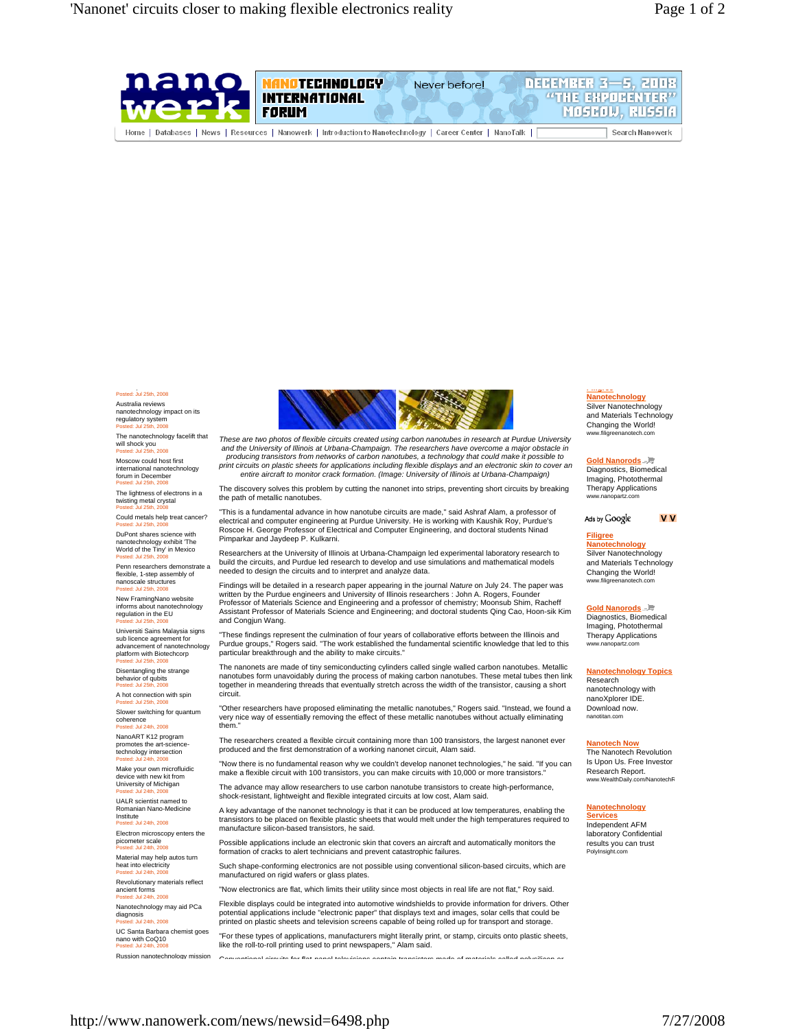Home | Databases | News | Resources | Nanowerk | Introduction to Nanotechnology | Career Center | NanoTalk | Search Nanowerk

NANOTECHNOLOGY INTERNATIONAL FORUM — Never before! — DECEMBER 3—5, 2008 "THE EXPOCENTER" MOSCOW, RUSSIA

Posted: Jul 25th, 2008

Australia reviews nanotechnology impact on its regulatory system
Posted: Jul 25th, 2008

The nanotechnology facelift that will shock you
Posted: Jul 25th, 2008

Moscow could host first international nanotechnology forum in December
Posted: Jul 25th, 2008

The lightness of electrons in a twisting metal crystal
Posted: Jul 25th, 2008

Could metals help treat cancer?
Posted: Jul 25th, 2008

DuPont shares science with nanotechnology exhibit 'The World of the Tiny' in Mexico
Posted: Jul 25th, 2008

Penn researchers demonstrate a flexible, 1-step assembly of nanoscale structures
Posted: Jul 25th, 2008

New FramingNano website informs about nanotechnology regulation in the EU
Posted: Jul 25th, 2008

Universiti Sains Malaysia signs sub licence agreement for advancement of nanotechnology platform with Biotechcorp
Posted: Jul 25th, 2008

Disentangling the strange behavior of qubits
Posted: Jul 25th, 2008

A hot connection with spin
Posted: Jul 25th, 2008

Slower switching for quantum coherence
Posted: Jul 24th, 2008

NanoART K12 program promotes the art-science-technology intersection
Posted: Jul 24th, 2008

Make your own microfluidic device with new kit from University of Michigan
Posted: Jul 24th, 2008

UALR scientist named to Romanian Nano-Medicine Institute
Posted: Jul 24th, 2008

Electron microscopy enters the picometer scale
Posted: Jul 24th, 2008

Material may help autos turn heat into electricity
Posted: Jul 24th, 2008

Revolutionary materials reflect ancient forms
Posted: Jul 24th, 2008

Nanotechnology may aid PCa diagnosis
Posted: Jul 24th, 2008

UC Santa Barbara chemist goes nano with CoQ10
Posted: Jul 24th, 2008

Russian nanotechnology mission

*These are two photos of flexible circuits created using carbon nanotubes in research at Purdue University and the University of Illinois at Urbana-Champaign. The researchers have overcome a major obstacle in producing transistors from networks of carbon nanotubes, a technology that could make it possible to print circuits on plastic sheets for applications including flexible displays and an electronic skin to cover an entire aircraft to monitor crack formation. (Image: University of Illinois at Urbana-Champaign)*

The discovery solves this problem by cutting the nanonet into strips, preventing short circuits by breaking the path of metallic nanotubes.

"This is a fundamental advance in how nanotube circuits are made," said Ashraf Alam, a professor of electrical and computer engineering at Purdue University. He is working with Kaushik Roy, Purdue's Roscoe H. George Professor of Electrical and Computer Engineering, and doctoral students Ninad Pimparkar and Jaydeep P. Kulkarni.

Researchers at the University of Illinois at Urbana-Champaign led experimental laboratory research to build the circuits, and Purdue led research to develop and use simulations and mathematical models needed to design the circuits and to interpret and analyze data.

Findings will be detailed in a research paper appearing in the journal *Nature* on July 24. The paper was written by the Purdue engineers and University of Illinois researchers : John A. Rogers, Founder Professor of Materials Science and Engineering and a professor of chemistry; Moonsub Shim, Racheff Assistant Professor of Materials Science and Engineering; and doctoral students Qing Cao, Hoon-sik Kim and Congjun Wang.

"These findings represent the culmination of four years of collaborative efforts between the Illinois and Purdue groups," Rogers said. "The work established the fundamental scientific knowledge that led to this particular breakthrough and the ability to make circuits."

The nanonets are made of tiny semiconducting cylinders called single walled carbon nanotubes. Metallic nanotubes form unavoidably during the process of making carbon nanotubes. These metal tubes then link together in meandering threads that eventually stretch across the width of the transistor, causing a short circuit.

"Other researchers have proposed eliminating the metallic nanotubes," Rogers said. "Instead, we found a very nice way of essentially removing the effect of these metallic nanotubes without actually eliminating them."

The researchers created a flexible circuit containing more than 100 transistors, the largest nanonet ever produced and the first demonstration of a working nanonet circuit, Alam said.

"Now there is no fundamental reason why we couldn't develop nanonet technologies," he said. "If you can make a flexible circuit with 100 transistors, you can make circuits with 10,000 or more transistors."

The advance may allow researchers to use carbon nanotube transistors to create high-performance, shock-resistant, lightweight and flexible integrated circuits at low cost, Alam said.

A key advantage of the nanonet technology is that it can be produced at low temperatures, enabling the transistors to be placed on flexible plastic sheets that would melt under the high temperatures required to manufacture silicon-based transistors, he said.

Possible applications include an electronic skin that covers an aircraft and automatically monitors the formation of cracks to alert technicians and prevent catastrophic failures.

Such shape-conforming electronics are not possible using conventional silicon-based circuits, which are manufactured on rigid wafers or glass plates.

"Now electronics are flat, which limits their utility since most objects in real life are not flat," Roy said.

Flexible displays could be integrated into automotive windshields to provide information for drivers. Other potential applications include "electronic paper" that displays text and images, solar cells that could be printed on plastic sheets and television screens capable of being rolled up for transport and storage.

"For these types of applications, manufacturers might literally print, or stamp, circuits onto plastic sheets, like the roll-to-roll printing used to print newspapers," Alam said.

Filigree Nanotechnology
Silver Nanotechnology and Materials Technology Changing the World!
www.filigreenanotech.com

Gold Nanorods
Diagnostics, Biomedical Imaging, Photothermal Therapy Applications
www.nanopartz.com

Ads by Google

Filigree Nanotechnology
Silver Nanotechnology and Materials Technology Changing the World!
www.filigreenanotech.com

Gold Nanorods
Diagnostics, Biomedical Imaging, Photothermal Therapy Applications
www.nanopartz.com

Nanotechnology Topics
Research nanotechnology with nanoXplorer IDE. Download now.
nanotitan.com

Nanotech Now
The Nanotech Revolution Is Upon Us. Free Investor Research Report.
www.WealthDaily.com/NanotechR

Nanotechnology Services
Independent AFM laboratory Confidential results you can trust
PolyInsight.com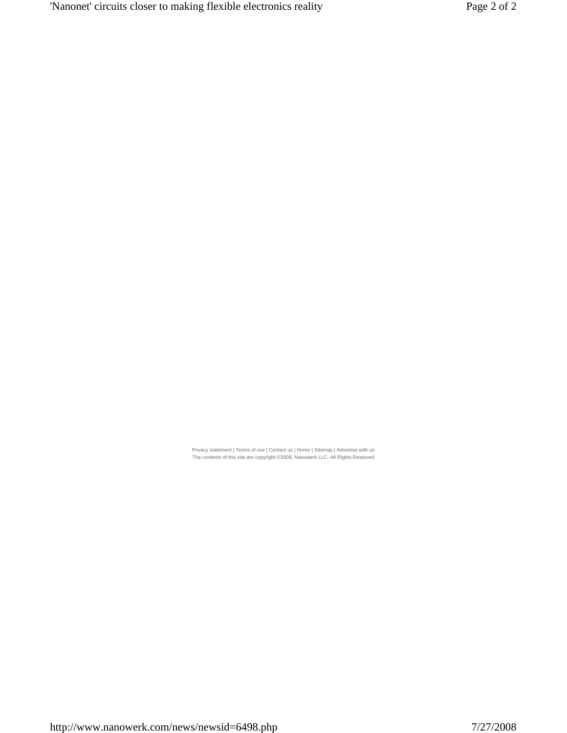Privacy statement | Terms of use | Contact us | Home | Sitemap | Advertise with us
The contents of this site are copyright ©2008, Nanowerk LLC. All Rights Reserved